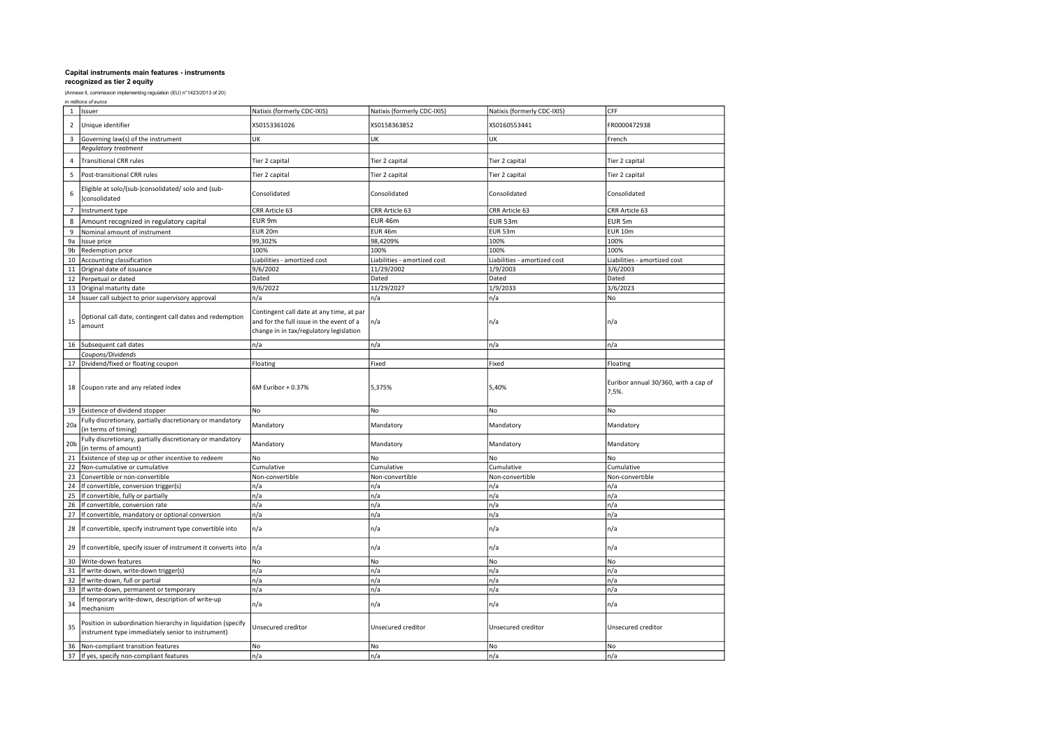**Capital instruments main features - instruments recognized as tier 2 equity**

(Annexe II, commission implementing regulation (EU) n°1423/2013 of 20)

*in millions of euros*

| | | | | | |
|---|---|---|---|---|---|
| 1 | Issuer | Natixis (formerly CDC-IXIS) | Natixis (formerly CDC-IXIS) | Natixis (formerly CDC-IXIS) | CFF |
| 2 | Unique identifier | XS0153361026 | XS0158363852 | XS0160553441 | FR0000472938 |
| 3 | Governing law(s) of the instrument | UK | UK | UK | French |
| | *Regulatory treatment* | | | | |
| 4 | Transitional CRR rules | Tier 2 capital | Tier 2 capital | Tier 2 capital | Tier 2 capital |
| 5 | Post-transitional CRR rules | Tier 2 capital | Tier 2 capital | Tier 2 capital | Tier 2 capital |
| 6 | Eligible at solo/(sub-)consolidated/ solo and (sub-)consolidated | Consolidated | Consolidated | Consolidated | Consolidated |
| 7 | Instrument type | CRR Article 63 | CRR Article 63 | CRR Article 63 | CRR Article 63 |
| 8 | Amount recognized in regulatory capital | EUR 9m | EUR 46m | EUR 53m | EUR 5m |
| 9 | Nominal amount of instrument | EUR 20m | EUR 46m | EUR 53m | EUR 10m |
| 9a | Issue price | 99,302% | 98,4209% | 100% | 100% |
| 9b | Redemption price | 100% | 100% | 100% | 100% |
| 10 | Accounting classification | Liabilities - amortized cost | Liabilities - amortized cost | Liabilities - amortized cost | Liabilities - amortized cost |
| 11 | Original date of issuance | 9/6/2002 | 11/29/2002 | 1/9/2003 | 3/6/2003 |
| 12 | Perpetual or dated | Dated | Dated | Dated | Dated |
| 13 | Original maturity date | 9/6/2022 | 11/29/2027 | 1/9/2033 | 3/6/2023 |
| 14 | Issuer call subject to prior supervisory approval | n/a | n/a | n/a | No |
| 15 | Optional call date, contingent call dates and redemption amount | Contingent call date at any time, at par and for the full issue in the event of a change in in tax/regulatory legislation | n/a | n/a | n/a |
| 16 | Subsequent call dates | n/a | n/a | n/a | n/a |
| | *Coupons/Dividends* | | | | |
| 17 | Dividend/fixed or floating coupon | Floating | Fixed | Fixed | Floating |
| 18 | Coupon rate and any related index | 6M Euribor + 0.37% | 5,375% | 5,40% | Euribor annual 30/360, with a cap of 7,5%. |
| 19 | Existence of dividend stopper | No | No | No | No |
| 20a | Fully discretionary, partially discretionary or mandatory (in terms of timing) | Mandatory | Mandatory | Mandatory | Mandatory |
| 20b | Fully discretionary, partially discretionary or mandatory (in terms of amount) | Mandatory | Mandatory | Mandatory | Mandatory |
| 21 | Existence of step up or other incentive to redeem | No | No | No | No |
| 22 | Non-cumulative or cumulative | Cumulative | Cumulative | Cumulative | Cumulative |
| 23 | Convertible or non-convertible | Non-convertible | Non-convertible | Non-convertible | Non-convertible |
| 24 | If convertible, conversion trigger(s) | n/a | n/a | n/a | n/a |
| 25 | If convertible, fully or partially | n/a | n/a | n/a | n/a |
| 26 | If convertible, conversion rate | n/a | n/a | n/a | n/a |
| 27 | If convertible, mandatory or optional conversion | n/a | n/a | n/a | n/a |
| 28 | If convertible, specify instrument type convertible into | n/a | n/a | n/a | n/a |
| 29 | If convertible, specify issuer of instrument it converts into | n/a | n/a | n/a | n/a |
| 30 | Write-down features | No | No | No | No |
| 31 | If write-down, write-down trigger(s) | n/a | n/a | n/a | n/a |
| 32 | If write-down, full or partial | n/a | n/a | n/a | n/a |
| 33 | If write-down, permanent or temporary | n/a | n/a | n/a | n/a |
| 34 | If temporary write-down, description of write-up mechanism | n/a | n/a | n/a | n/a |
| 35 | Position in subordination hierarchy in liquidation (specify instrument type immediately senior to instrument) | Unsecured creditor | Unsecured creditor | Unsecured creditor | Unsecured creditor |
| 36 | Non-compliant transition features | No | No | No | No |
| 37 | If yes, specify non-compliant features | n/a | n/a | n/a | n/a |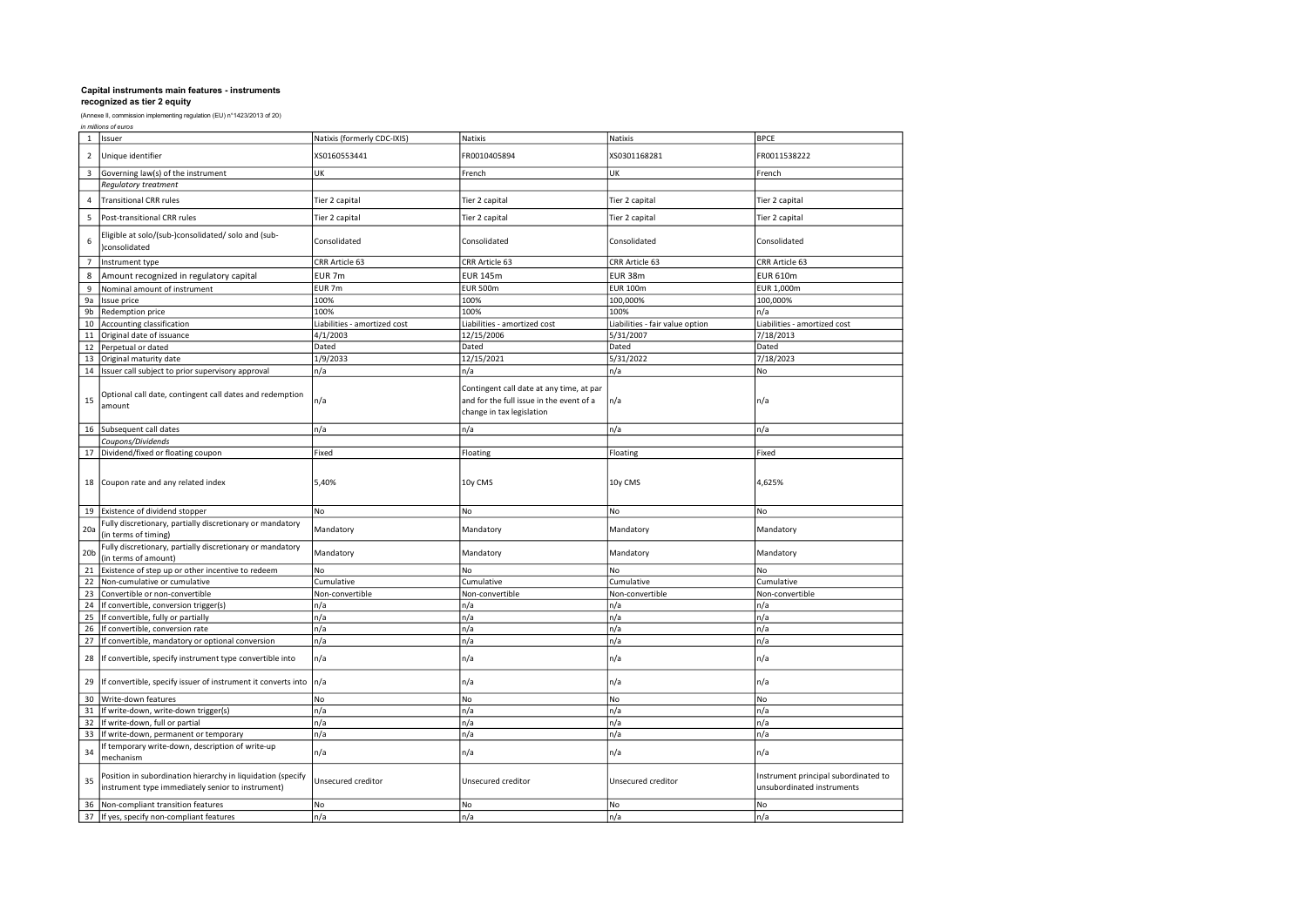**Capital instruments main features - instruments recognized as tier 2 equity**

(Annexe II, commission implementing regulation (EU) n°1423/2013 of 20)

*in millions of euros*

| | | | | | |
|---|---|---|---|---|---|
| 1 | Issuer | Natixis (formerly CDC-IXIS) | Natixis | Natixis | BPCE |
| 2 | Unique identifier | XS0160553441 | FR0010405894 | XS0301168281 | FR0011538222 |
| 3 | Governing law(s) of the instrument | UK | French | UK | French |
| | *Regulatory treatment* | | | | |
| 4 | Transitional CRR rules | Tier 2 capital | Tier 2 capital | Tier 2 capital | Tier 2 capital |
| 5 | Post-transitional CRR rules | Tier 2 capital | Tier 2 capital | Tier 2 capital | Tier 2 capital |
| 6 | Eligible at solo/(sub-)consolidated/ solo and (sub-)consolidated | Consolidated | Consolidated | Consolidated | Consolidated |
| 7 | Instrument type | CRR Article 63 | CRR Article 63 | CRR Article 63 | CRR Article 63 |
| 8 | Amount recognized in regulatory capital | EUR 7m | EUR 145m | EUR 38m | EUR 610m |
| 9 | Nominal amount of instrument | EUR 7m | EUR 500m | EUR 100m | EUR 1,000m |
| 9a | Issue price | 100% | 100% | 100,000% | 100,000% |
| 9b | Redemption price | 100% | 100% | 100% | n/a |
| 10 | Accounting classification | Liabilities - amortized cost | Liabilities - amortized cost | Liabilities - fair value option | Liabilities - amortized cost |
| 11 | Original date of issuance | 4/1/2003 | 12/15/2006 | 5/31/2007 | 7/18/2013 |
| 12 | Perpetual or dated | Dated | Dated | Dated | Dated |
| 13 | Original maturity date | 1/9/2033 | 12/15/2021 | 5/31/2022 | 7/18/2023 |
| 14 | Issuer call subject to prior supervisory approval | n/a | n/a | n/a | No |
| 15 | Optional call date, contingent call dates and redemption amount | n/a | Contingent call date at any time, at par and for the full issue in the event of a change in tax legislation | n/a | n/a |
| 16 | Subsequent call dates | n/a | n/a | n/a | n/a |
| | *Coupons/Dividends* | | | | |
| 17 | Dividend/fixed or floating coupon | Fixed | Floating | Floating | Fixed |
| 18 | Coupon rate and any related index | 5,40% | 10y CMS | 10y CMS | 4,625% |
| 19 | Existence of dividend stopper | No | No | No | No |
| 20a | Fully discretionary, partially discretionary or mandatory (in terms of timing) | Mandatory | Mandatory | Mandatory | Mandatory |
| 20b | Fully discretionary, partially discretionary or mandatory (in terms of amount) | Mandatory | Mandatory | Mandatory | Mandatory |
| 21 | Existence of step up or other incentive to redeem | No | No | No | No |
| 22 | Non-cumulative or cumulative | Cumulative | Cumulative | Cumulative | Cumulative |
| 23 | Convertible or non-convertible | Non-convertible | Non-convertible | Non-convertible | Non-convertible |
| 24 | If convertible, conversion trigger(s) | n/a | n/a | n/a | n/a |
| 25 | If convertible, fully or partially | n/a | n/a | n/a | n/a |
| 26 | If convertible, conversion rate | n/a | n/a | n/a | n/a |
| 27 | If convertible, mandatory or optional conversion | n/a | n/a | n/a | n/a |
| 28 | If convertible, specify instrument type convertible into | n/a | n/a | n/a | n/a |
| 29 | If convertible, specify issuer of instrument it converts into | n/a | n/a | n/a | n/a |
| 30 | Write-down features | No | No | No | No |
| 31 | If write-down, write-down trigger(s) | n/a | n/a | n/a | n/a |
| 32 | If write-down, full or partial | n/a | n/a | n/a | n/a |
| 33 | If write-down, permanent or temporary | n/a | n/a | n/a | n/a |
| 34 | If temporary write-down, description of write-up mechanism | n/a | n/a | n/a | n/a |
| 35 | Position in subordination hierarchy in liquidation (specify instrument type immediately senior to instrument) | Unsecured creditor | Unsecured creditor | Unsecured creditor | Instrument principal subordinated to unsubordinated instruments |
| 36 | Non-compliant transition features | No | No | No | No |
| 37 | If yes, specify non-compliant features | n/a | n/a | n/a | n/a |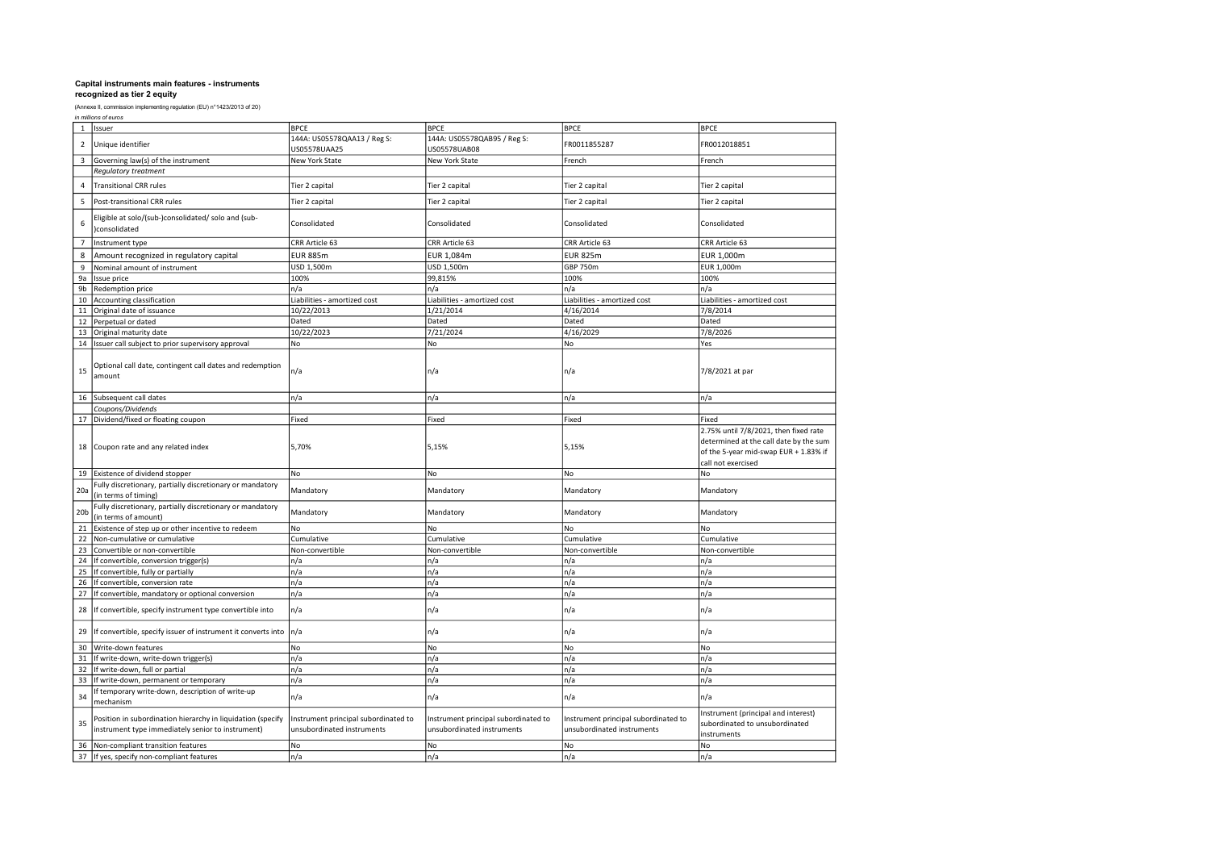### Capital instruments main features - instruments recognized as tier 2 equity

(Annexe II, commission implementing regulation (EU) n°1423/2013 of 20)

*in millions of euros*

| | | | | | |
|---|---|---|---|---|---|
| 1 | Issuer | BPCE | BPCE | BPCE | BPCE |
| 2 | Unique identifier | 144A: US05578QAA13 / Reg S: US05578UAA25 | 144A: US05578QAB95 / Reg S: US05578UAB08 | FR0011855287 | FR0012018851 |
| 3 | Governing law(s) of the instrument | New York State | New York State | French | French |
| | *Regulatory treatment* | | | | |
| 4 | Transitional CRR rules | Tier 2 capital | Tier 2 capital | Tier 2 capital | Tier 2 capital |
| 5 | Post-transitional CRR rules | Tier 2 capital | Tier 2 capital | Tier 2 capital | Tier 2 capital |
| 6 | Eligible at solo/(sub-)consolidated/ solo and (sub-)consolidated | Consolidated | Consolidated | Consolidated | Consolidated |
| 7 | Instrument type | CRR Article 63 | CRR Article 63 | CRR Article 63 | CRR Article 63 |
| 8 | Amount recognized in regulatory capital | EUR 885m | EUR 1,084m | EUR 825m | EUR 1,000m |
| 9 | Nominal amount of instrument | USD 1,500m | USD 1,500m | GBP 750m | EUR 1,000m |
| 9a | Issue price | 100% | 99,815% | 100% | 100% |
| 9b | Redemption price | n/a | n/a | n/a | n/a |
| 10 | Accounting classification | Liabilities - amortized cost | Liabilities - amortized cost | Liabilities - amortized cost | Liabilities - amortized cost |
| 11 | Original date of issuance | 10/22/2013 | 1/21/2014 | 4/16/2014 | 7/8/2014 |
| 12 | Perpetual or dated | Dated | Dated | Dated | Dated |
| 13 | Original maturity date | 10/22/2023 | 7/21/2024 | 4/16/2029 | 7/8/2026 |
| 14 | Issuer call subject to prior supervisory approval | No | No | No | Yes |
| 15 | Optional call date, contingent call dates and redemption amount | n/a | n/a | n/a | 7/8/2021 at par |
| 16 | Subsequent call dates | n/a | n/a | n/a | n/a |
| | *Coupons/Dividends* | | | | |
| 17 | Dividend/fixed or floating coupon | Fixed | Fixed | Fixed | Fixed |
| 18 | Coupon rate and any related index | 5,70% | 5,15% | 5,15% | 2.75% until 7/8/2021, then fixed rate determined at the call date by the sum of the 5-year mid-swap EUR + 1.83% if call not exercised |
| 19 | Existence of dividend stopper | No | No | No | No |
| 20a | Fully discretionary, partially discretionary or mandatory (in terms of timing) | Mandatory | Mandatory | Mandatory | Mandatory |
| 20b | Fully discretionary, partially discretionary or mandatory (in terms of amount) | Mandatory | Mandatory | Mandatory | Mandatory |
| 21 | Existence of step up or other incentive to redeem | No | No | No | No |
| 22 | Non-cumulative or cumulative | Cumulative | Cumulative | Cumulative | Cumulative |
| 23 | Convertible or non-convertible | Non-convertible | Non-convertible | Non-convertible | Non-convertible |
| 24 | If convertible, conversion trigger(s) | n/a | n/a | n/a | n/a |
| 25 | If convertible, fully or partially | n/a | n/a | n/a | n/a |
| 26 | If convertible, conversion rate | n/a | n/a | n/a | n/a |
| 27 | If convertible, mandatory or optional conversion | n/a | n/a | n/a | n/a |
| 28 | If convertible, specify instrument type convertible into | n/a | n/a | n/a | n/a |
| 29 | If convertible, specify issuer of instrument it converts into | n/a | n/a | n/a | n/a |
| 30 | Write-down features | No | No | No | No |
| 31 | If write-down, write-down trigger(s) | n/a | n/a | n/a | n/a |
| 32 | If write-down, full or partial | n/a | n/a | n/a | n/a |
| 33 | If write-down, permanent or temporary | n/a | n/a | n/a | n/a |
| 34 | If temporary write-down, description of write-up mechanism | n/a | n/a | n/a | n/a |
| 35 | Position in subordination hierarchy in liquidation (specify instrument type immediately senior to instrument) | Instrument principal subordinated to unsubordinated instruments | Instrument principal subordinated to unsubordinated instruments | Instrument principal subordinated to unsubordinated instruments | Instrument (principal and interest) subordinated to unsubordinated instruments |
| 36 | Non-compliant transition features | No | No | No | No |
| 37 | If yes, specify non-compliant features | n/a | n/a | n/a | n/a |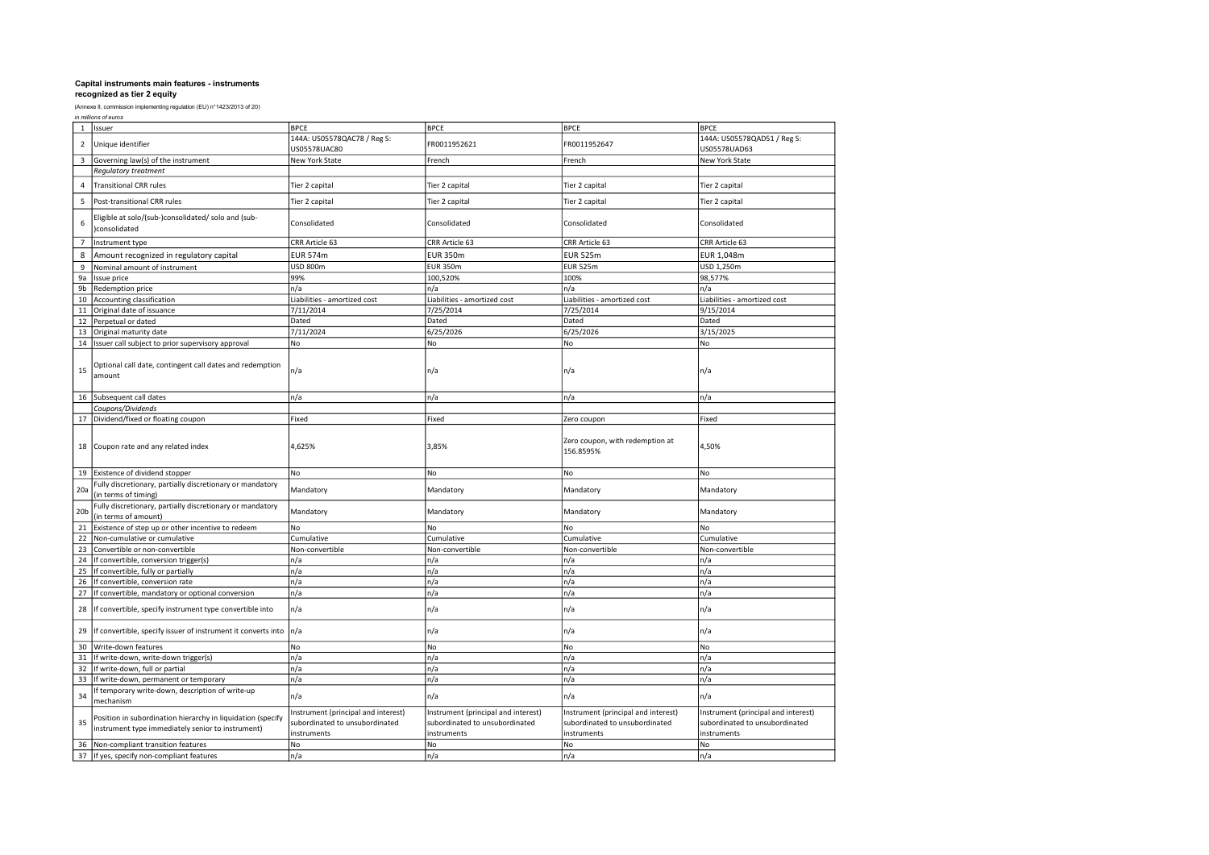**Capital instruments main features - instruments recognized as tier 2 equity**

(Annexe II, commission implementing regulation (EU) n°1423/2013 of 20)

*in millions of euros*

| | | | | | |
|---|---|---|---|---|---|
| 1 | Issuer | BPCE | BPCE | BPCE | BPCE |
| 2 | Unique identifier | 144A: US05578QAC78 / Reg S: US05578UAC80 | FR0011952621 | FR0011952647 | 144A: US05578QAD51 / Reg S: US05578UAD63 |
| 3 | Governing law(s) of the instrument | New York State | French | French | New York State |
| | *Regulatory treatment* | | | | |
| 4 | Transitional CRR rules | Tier 2 capital | Tier 2 capital | Tier 2 capital | Tier 2 capital |
| 5 | Post-transitional CRR rules | Tier 2 capital | Tier 2 capital | Tier 2 capital | Tier 2 capital |
| 6 | Eligible at solo/(sub-)consolidated/ solo and (sub-)consolidated | Consolidated | Consolidated | Consolidated | Consolidated |
| 7 | Instrument type | CRR Article 63 | CRR Article 63 | CRR Article 63 | CRR Article 63 |
| 8 | Amount recognized in regulatory capital | EUR 574m | EUR 350m | EUR 525m | EUR 1,048m |
| 9 | Nominal amount of instrument | USD 800m | EUR 350m | EUR 525m | USD 1,250m |
| 9a | Issue price | 99% | 100,520% | 100% | 98,577% |
| 9b | Redemption price | n/a | n/a | n/a | n/a |
| 10 | Accounting classification | Liabilities - amortized cost | Liabilities - amortized cost | Liabilities - amortized cost | Liabilities - amortized cost |
| 11 | Original date of issuance | 7/11/2014 | 7/25/2014 | 7/25/2014 | 9/15/2014 |
| 12 | Perpetual or dated | Dated | Dated | Dated | Dated |
| 13 | Original maturity date | 7/11/2024 | 6/25/2026 | 6/25/2026 | 3/15/2025 |
| 14 | Issuer call subject to prior supervisory approval | No | No | No | No |
| 15 | Optional call date, contingent call dates and redemption amount | n/a | n/a | n/a | n/a |
| 16 | Subsequent call dates | n/a | n/a | n/a | n/a |
| | *Coupons/Dividends* | | | | |
| 17 | Dividend/fixed or floating coupon | Fixed | Fixed | Zero coupon | Fixed |
| 18 | Coupon rate and any related index | 4,625% | 3,85% | Zero coupon, with redemption at 156.8595% | 4,50% |
| 19 | Existence of dividend stopper | No | No | No | No |
| 20a | Fully discretionary, partially discretionary or mandatory (in terms of timing) | Mandatory | Mandatory | Mandatory | Mandatory |
| 20b | Fully discretionary, partially discretionary or mandatory (in terms of amount) | Mandatory | Mandatory | Mandatory | Mandatory |
| 21 | Existence of step up or other incentive to redeem | No | No | No | No |
| 22 | Non-cumulative or cumulative | Cumulative | Cumulative | Cumulative | Cumulative |
| 23 | Convertible or non-convertible | Non-convertible | Non-convertible | Non-convertible | Non-convertible |
| 24 | If convertible, conversion trigger(s) | n/a | n/a | n/a | n/a |
| 25 | If convertible, fully or partially | n/a | n/a | n/a | n/a |
| 26 | If convertible, conversion rate | n/a | n/a | n/a | n/a |
| 27 | If convertible, mandatory or optional conversion | n/a | n/a | n/a | n/a |
| 28 | If convertible, specify instrument type convertible into | n/a | n/a | n/a | n/a |
| 29 | If convertible, specify issuer of instrument it converts into | n/a | n/a | n/a | n/a |
| 30 | Write-down features | No | No | No | No |
| 31 | If write-down, write-down trigger(s) | n/a | n/a | n/a | n/a |
| 32 | If write-down, full or partial | n/a | n/a | n/a | n/a |
| 33 | If write-down, permanent or temporary | n/a | n/a | n/a | n/a |
| 34 | If temporary write-down, description of write-up mechanism | n/a | n/a | n/a | n/a |
| 35 | Position in subordination hierarchy in liquidation (specify instrument type immediately senior to instrument) | Instrument (principal and interest) subordinated to unsubordinated instruments | Instrument (principal and interest) subordinated to unsubordinated instruments | Instrument (principal and interest) subordinated to unsubordinated instruments | Instrument (principal and interest) subordinated to unsubordinated instruments |
| 36 | Non-compliant transition features | No | No | No | No |
| 37 | If yes, specify non-compliant features | n/a | n/a | n/a | n/a |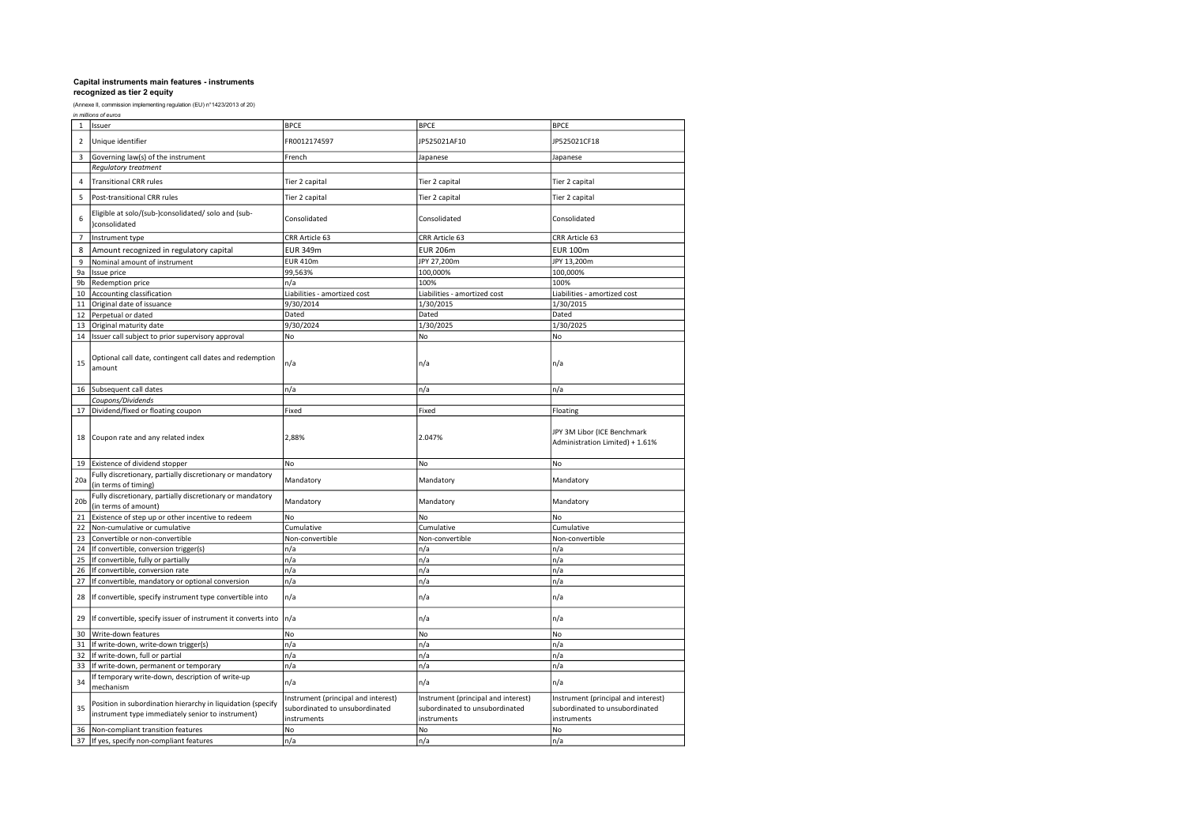**Capital instruments main features - instruments recognized as tier 2 equity**

(Annexe II, commission implementing regulation (EU) n°1423/2013 of 20)

*in millions of euros*

| | | | | |
|---|---|---|---|---|
| 1 | Issuer | BPCE | BPCE | BPCE |
| 2 | Unique identifier | FR0012174597 | JP525021AF10 | JP525021CF18 |
| 3 | Governing law(s) of the instrument | French | Japanese | Japanese |
| | *Regulatory treatment* | | | |
| 4 | Transitional CRR rules | Tier 2 capital | Tier 2 capital | Tier 2 capital |
| 5 | Post-transitional CRR rules | Tier 2 capital | Tier 2 capital | Tier 2 capital |
| 6 | Eligible at solo/(sub-)consolidated/ solo and (sub-)consolidated | Consolidated | Consolidated | Consolidated |
| 7 | Instrument type | CRR Article 63 | CRR Article 63 | CRR Article 63 |
| 8 | Amount recognized in regulatory capital | EUR 349m | EUR 206m | EUR 100m |
| 9 | Nominal amount of instrument | EUR 410m | JPY 27,200m | JPY 13,200m |
| 9a | Issue price | 99,563% | 100,000% | 100,000% |
| 9b | Redemption price | n/a | 100% | 100% |
| 10 | Accounting classification | Liabilities - amortized cost | Liabilities - amortized cost | Liabilities - amortized cost |
| 11 | Original date of issuance | 9/30/2014 | 1/30/2015 | 1/30/2015 |
| 12 | Perpetual or dated | Dated | Dated | Dated |
| 13 | Original maturity date | 9/30/2024 | 1/30/2025 | 1/30/2025 |
| 14 | Issuer call subject to prior supervisory approval | No | No | No |
| 15 | Optional call date, contingent call dates and redemption amount | n/a | n/a | n/a |
| 16 | Subsequent call dates | n/a | n/a | n/a |
| | *Coupons/Dividends* | | | |
| 17 | Dividend/fixed or floating coupon | Fixed | Fixed | Floating |
| 18 | Coupon rate and any related index | 2,88% | 2.047% | JPY 3M Libor (ICE Benchmark Administration Limited) + 1.61% |
| 19 | Existence of dividend stopper | No | No | No |
| 20a | Fully discretionary, partially discretionary or mandatory (in terms of timing) | Mandatory | Mandatory | Mandatory |
| 20b | Fully discretionary, partially discretionary or mandatory (in terms of amount) | Mandatory | Mandatory | Mandatory |
| 21 | Existence of step up or other incentive to redeem | No | No | No |
| 22 | Non-cumulative or cumulative | Cumulative | Cumulative | Cumulative |
| 23 | Convertible or non-convertible | Non-convertible | Non-convertible | Non-convertible |
| 24 | If convertible, conversion trigger(s) | n/a | n/a | n/a |
| 25 | If convertible, fully or partially | n/a | n/a | n/a |
| 26 | If convertible, conversion rate | n/a | n/a | n/a |
| 27 | If convertible, mandatory or optional conversion | n/a | n/a | n/a |
| 28 | If convertible, specify instrument type convertible into | n/a | n/a | n/a |
| 29 | If convertible, specify issuer of instrument it converts into | n/a | n/a | n/a |
| 30 | Write-down features | No | No | No |
| 31 | If write-down, write-down trigger(s) | n/a | n/a | n/a |
| 32 | If write-down, full or partial | n/a | n/a | n/a |
| 33 | If write-down, permanent or temporary | n/a | n/a | n/a |
| 34 | If temporary write-down, description of write-up mechanism | n/a | n/a | n/a |
| 35 | Position in subordination hierarchy in liquidation (specify instrument type immediately senior to instrument) | Instrument (principal and interest) subordinated to unsubordinated instruments | Instrument (principal and interest) subordinated to unsubordinated instruments | Instrument (principal and interest) subordinated to unsubordinated instruments |
| 36 | Non-compliant transition features | No | No | No |
| 37 | If yes, specify non-compliant features | n/a | n/a | n/a |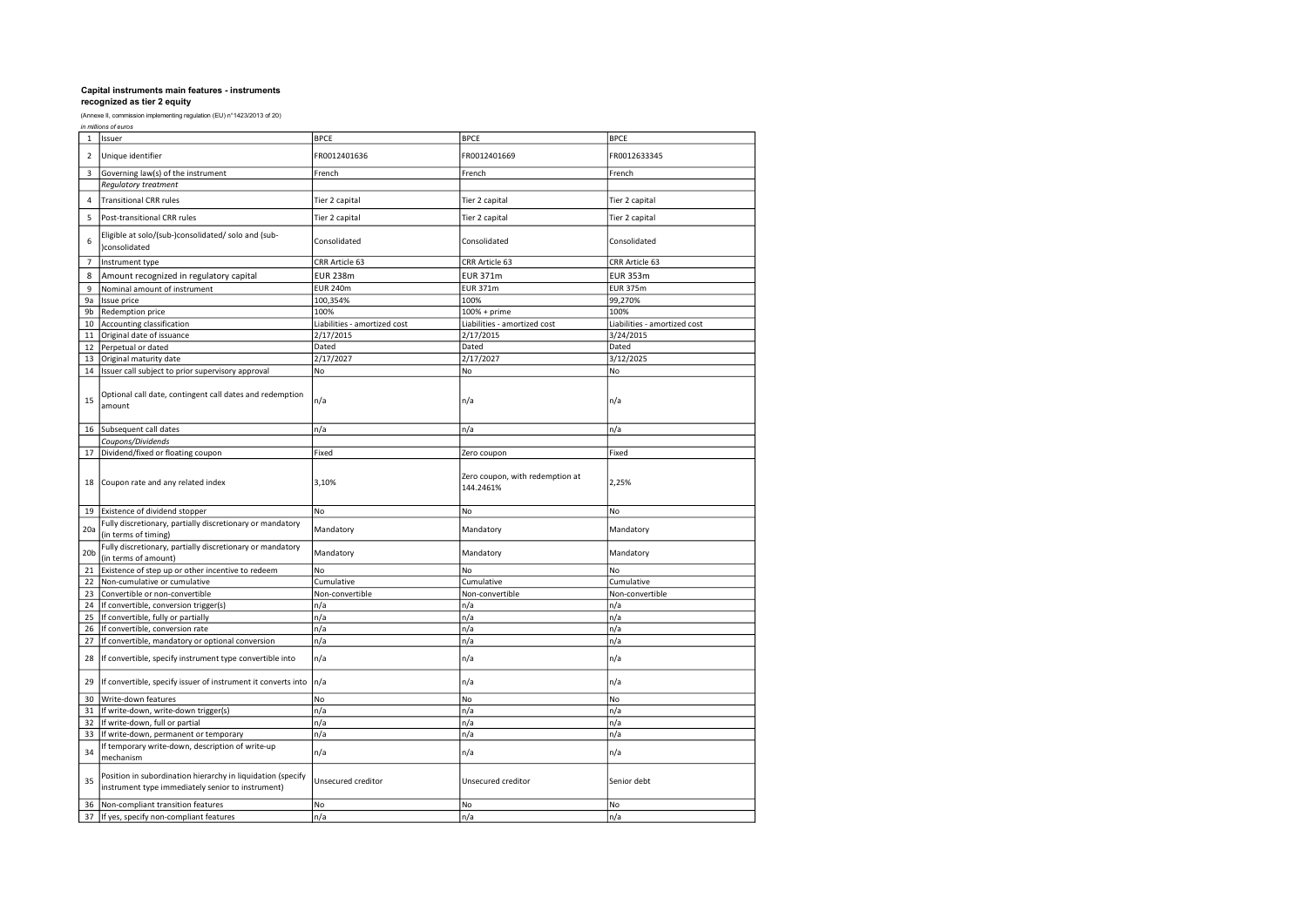**Capital instruments main features - instruments recognized as tier 2 equity**

(Annexe II, commission implementing regulation (EU) n°1423/2013 of 20)

*in millions of euros*

| | | | | |
|---|---|---|---|---|
| 1 | Issuer | BPCE | BPCE | BPCE |
| 2 | Unique identifier | FR0012401636 | FR0012401669 | FR0012633345 |
| 3 | Governing law(s) of the instrument | French | French | French |
| | *Regulatory treatment* | | | |
| 4 | Transitional CRR rules | Tier 2 capital | Tier 2 capital | Tier 2 capital |
| 5 | Post-transitional CRR rules | Tier 2 capital | Tier 2 capital | Tier 2 capital |
| 6 | Eligible at solo/(sub-)consolidated/ solo and (sub-)consolidated | Consolidated | Consolidated | Consolidated |
| 7 | Instrument type | CRR Article 63 | CRR Article 63 | CRR Article 63 |
| 8 | Amount recognized in regulatory capital | EUR 238m | EUR 371m | EUR 353m |
| 9 | Nominal amount of instrument | EUR 240m | EUR 371m | EUR 375m |
| 9a | Issue price | 100,354% | 100% | 99,270% |
| 9b | Redemption price | 100% | 100% + prime | 100% |
| 10 | Accounting classification | Liabilities - amortized cost | Liabilities - amortized cost | Liabilities - amortized cost |
| 11 | Original date of issuance | 2/17/2015 | 2/17/2015 | 3/24/2015 |
| 12 | Perpetual or dated | Dated | Dated | Dated |
| 13 | Original maturity date | 2/17/2027 | 2/17/2027 | 3/12/2025 |
| 14 | Issuer call subject to prior supervisory approval | No | No | No |
| 15 | Optional call date, contingent call dates and redemption amount | n/a | n/a | n/a |
| 16 | Subsequent call dates | n/a | n/a | n/a |
| | *Coupons/Dividends* | | | |
| 17 | Dividend/fixed or floating coupon | Fixed | Zero coupon | Fixed |
| 18 | Coupon rate and any related index | 3,10% | Zero coupon, with redemption at 144.2461% | 2,25% |
| 19 | Existence of dividend stopper | No | No | No |
| 20a | Fully discretionary, partially discretionary or mandatory (in terms of timing) | Mandatory | Mandatory | Mandatory |
| 20b | Fully discretionary, partially discretionary or mandatory (in terms of amount) | Mandatory | Mandatory | Mandatory |
| 21 | Existence of step up or other incentive to redeem | No | No | No |
| 22 | Non-cumulative or cumulative | Cumulative | Cumulative | Cumulative |
| 23 | Convertible or non-convertible | Non-convertible | Non-convertible | Non-convertible |
| 24 | If convertible, conversion trigger(s) | n/a | n/a | n/a |
| 25 | If convertible, fully or partially | n/a | n/a | n/a |
| 26 | If convertible, conversion rate | n/a | n/a | n/a |
| 27 | If convertible, mandatory or optional conversion | n/a | n/a | n/a |
| 28 | If convertible, specify instrument type convertible into | n/a | n/a | n/a |
| 29 | If convertible, specify issuer of instrument it converts into | n/a | n/a | n/a |
| 30 | Write-down features | No | No | No |
| 31 | If write-down, write-down trigger(s) | n/a | n/a | n/a |
| 32 | If write-down, full or partial | n/a | n/a | n/a |
| 33 | If write-down, permanent or temporary | n/a | n/a | n/a |
| 34 | If temporary write-down, description of write-up mechanism | n/a | n/a | n/a |
| 35 | Position in subordination hierarchy in liquidation (specify instrument type immediately senior to instrument) | Unsecured creditor | Unsecured creditor | Senior debt |
| 36 | Non-compliant transition features | No | No | No |
| 37 | If yes, specify non-compliant features | n/a | n/a | n/a |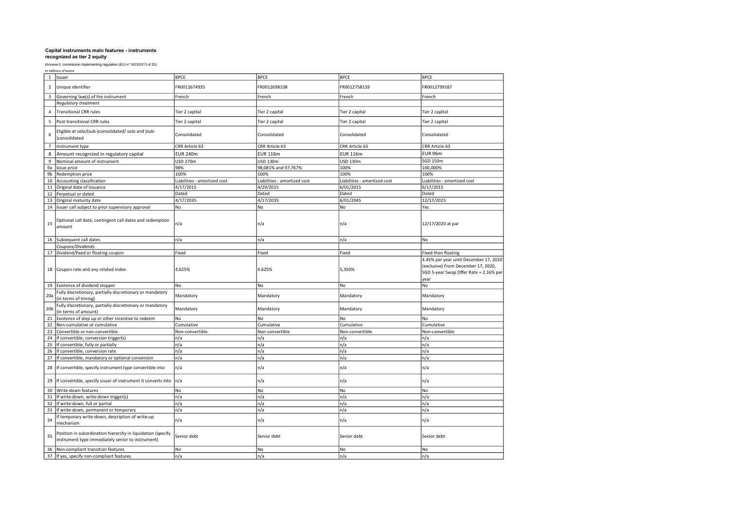**Capital instruments main features - instruments recognized as tier 2 equity**

(Annexe II, commission implementing regulation (EU) n°1423/2013 of 20)

*in millions of euros*

| | | | | | |
|---|---|---|---|---|---|
| 1 | Issuer | BPCE | BPCE | BPCE | BPCE |
| 2 | Unique identifier | FR0012674935 | FR0012698108 | FR0012758159 | FR0012799187 |
| 3 | Governing law(s) of the instrument | French | French | French | French |
| | *Regulatory treatment* | | | | |
| 4 | Transitional CRR rules | Tier 2 capital | Tier 2 capital | Tier 2 capital | Tier 2 capital |
| 5 | Post-transitional CRR rules | Tier 2 capital | Tier 2 capital | Tier 2 capital | Tier 2 capital |
| 6 | Eligible at solo/(sub-)consolidated/ solo and (sub-)consolidated | Consolidated | Consolidated | Consolidated | Consolidated |
| 7 | Instrument type | CRR Article 63 | CRR Article 63 | CRR Article 63 | CRR Article 63 |
| 8 | Amount recognized in regulatory capital | EUR 240m | EUR 116m | EUR 116m | EUR 96m |
| 9 | Nominal amount of instrument | USD 270m | USD 130m | USD 130m | SGD 150m |
| 9a | Issue price | 98% | 98,081% and 97,767% | 100% | 100,000% |
| 9b | Redemption price | 100% | 100% | 100% | 100% |
| 10 | Accounting classification | Liabilities - amortized cost | Liabilities - amortized cost | Liabilities - amortized cost | Liabilities - amortized cost |
| 11 | Original date of issuance | 4/17/2015 | 4/29/2015 | 6/01/2015 | 6/17/2015 |
| 12 | Perpetual or dated | Dated | Dated | Dated | Dated |
| 13 | Original maturity date | 4/17/2035 | 4/17/2035 | 6/01/2045 | 12/17/2025 |
| 14 | Issuer call subject to prior supervisory approval | No | No | No | Yes |
| 15 | Optional call date, contingent call dates and redemption amount | n/a | n/a | n/a | 12/17/2020 at par |
| 16 | Subsequent call dates | n/a | n/a | n/a | No |
| | *Coupons/Dividends* | | | | |
| 17 | Dividend/fixed or floating coupon | Fixed | Fixed | Fixed | Fixed then floating |
| 18 | Coupon rate and any related index | 4,625% | 4.625% | 5,350% | 4.45% per year until December 17, 2020 (exclusive) From December 17, 2020, SGD 5-year Swap Offer Rate + 2.16% per year |
| 19 | Existence of dividend stopper | No | No | No | No |
| 20a | Fully discretionary, partially discretionary or mandatory (in terms of timing) | Mandatory | Mandatory | Mandatory | Mandatory |
| 20b | Fully discretionary, partially discretionary or mandatory (in terms of amount) | Mandatory | Mandatory | Mandatory | Mandatory |
| 21 | Existence of step up or other incentive to redeem | No | No | No | No |
| 22 | Non-cumulative or cumulative | Cumulative | Cumulative | Cumulative | Cumulative |
| 23 | Convertible or non-convertible | Non-convertible | Non-convertible | Non-convertible | Non-convertible |
| 24 | If convertible, conversion trigger(s) | n/a | n/a | n/a | n/a |
| 25 | If convertible, fully or partially | n/a | n/a | n/a | n/a |
| 26 | If convertible, conversion rate | n/a | n/a | n/a | n/a |
| 27 | If convertible, mandatory or optional conversion | n/a | n/a | n/a | n/a |
| 28 | If convertible, specify instrument type convertible into | n/a | n/a | n/a | n/a |
| 29 | If convertible, specify issuer of instrument it converts into | n/a | n/a | n/a | n/a |
| 30 | Write-down features | No | No | No | No |
| 31 | If write-down, write-down trigger(s) | n/a | n/a | n/a | n/a |
| 32 | If write-down, full or partial | n/a | n/a | n/a | n/a |
| 33 | If write-down, permanent or temporary | n/a | n/a | n/a | n/a |
| 34 | If temporary write-down, description of write-up mechanism | n/a | n/a | n/a | n/a |
| 35 | Position in subordination hierarchy in liquidation (specify instrument type immediately senior to instrument) | Senior debt | Senior debt | Senior debt | Senior debt |
| 36 | Non-compliant transition features | No | No | No | No |
| 37 | If yes, specify non-compliant features | n/a | n/a | n/a | n/a |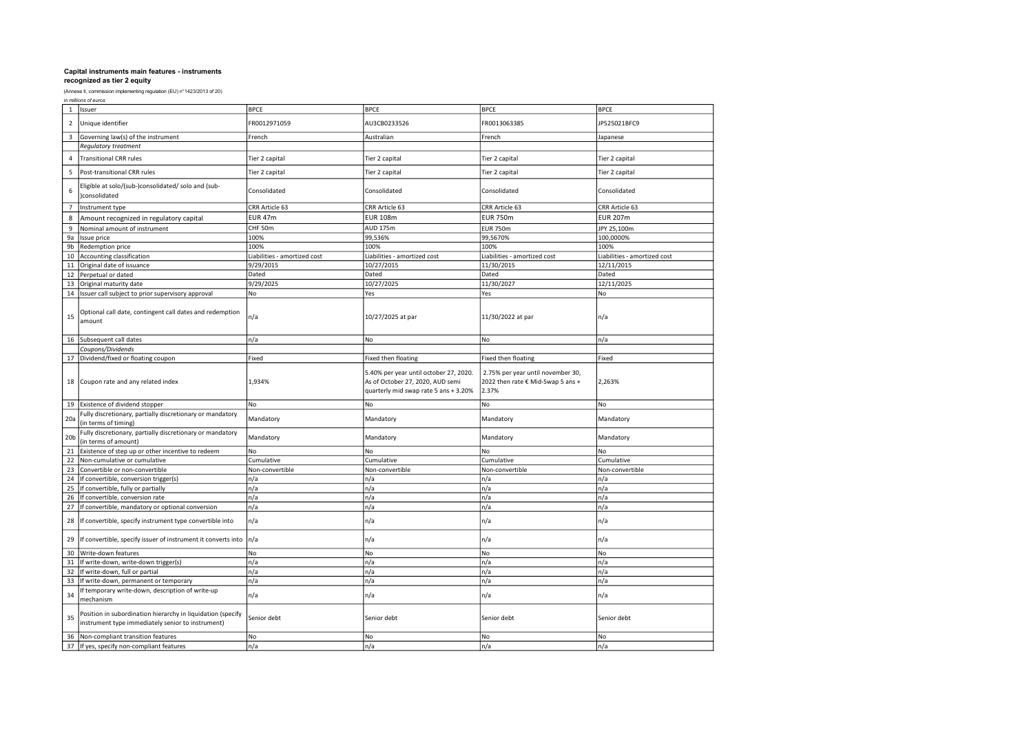**Capital instruments main features - instruments recognized as tier 2 equity**

(Annexe II, commission implementing regulation (EU) n°1423/2013 of 20)

*in millions of euros*

| | | | | | |
|---|---|---|---|---|---|
| 1 | Issuer | BPCE | BPCE | BPCE | BPCE |
| 2 | Unique identifier | FR0012971059 | AU3CB0233526 | FR0013063385 | JP525021BFC9 |
| 3 | Governing law(s) of the instrument | French | Australian | French | Japanese |
| | *Regulatory treatment* | | | | |
| 4 | Transitional CRR rules | Tier 2 capital | Tier 2 capital | Tier 2 capital | Tier 2 capital |
| 5 | Post-transitional CRR rules | Tier 2 capital | Tier 2 capital | Tier 2 capital | Tier 2 capital |
| 6 | Eligible at solo/(sub-)consolidated/ solo and (sub-)consolidated | Consolidated | Consolidated | Consolidated | Consolidated |
| 7 | Instrument type | CRR Article 63 | CRR Article 63 | CRR Article 63 | CRR Article 63 |
| 8 | Amount recognized in regulatory capital | EUR 47m | EUR 108m | EUR 750m | EUR 207m |
| 9 | Nominal amount of instrument | CHF 50m | AUD 175m | EUR 750m | JPY 25,100m |
| 9a | Issue price | 100% | 99,536% | 99,5670% | 100,0000% |
| 9b | Redemption price | 100% | 100% | 100% | 100% |
| 10 | Accounting classification | Liabilities - amortized cost | Liabilities - amortized cost | Liabilities - amortized cost | Liabilities - amortized cost |
| 11 | Original date of issuance | 9/29/2015 | 10/27/2015 | 11/30/2015 | 12/11/2015 |
| 12 | Perpetual or dated | Dated | Dated | Dated | Dated |
| 13 | Original maturity date | 9/29/2025 | 10/27/2025 | 11/30/2027 | 12/11/2025 |
| 14 | Issuer call subject to prior supervisory approval | No | Yes | Yes | No |
| 15 | Optional call date, contingent call dates and redemption amount | n/a | 10/27/2025 at par | 11/30/2022 at par | n/a |
| 16 | Subsequent call dates | n/a | No | No | n/a |
| | *Coupons/Dividends* | | | | |
| 17 | Dividend/fixed or floating coupon | Fixed | Fixed then floating | Fixed then floating | Fixed |
| 18 | Coupon rate and any related index | 1,934% | 5.40% per year until october 27, 2020. As of October 27, 2020, AUD semi quarterly mid swap rate 5 ans + 3.20% | 2.75% per year until november 30, 2022 then rate € Mid-Swap 5 ans + 2.37% | 2,263% |
| 19 | Existence of dividend stopper | No | No | No | No |
| 20a | Fully discretionary, partially discretionary or mandatory (in terms of timing) | Mandatory | Mandatory | Mandatory | Mandatory |
| 20b | Fully discretionary, partially discretionary or mandatory (in terms of amount) | Mandatory | Mandatory | Mandatory | Mandatory |
| 21 | Existence of step up or other incentive to redeem | No | No | No | No |
| 22 | Non-cumulative or cumulative | Cumulative | Cumulative | Cumulative | Cumulative |
| 23 | Convertible or non-convertible | Non-convertible | Non-convertible | Non-convertible | Non-convertible |
| 24 | If convertible, conversion trigger(s) | n/a | n/a | n/a | n/a |
| 25 | If convertible, fully or partially | n/a | n/a | n/a | n/a |
| 26 | If convertible, conversion rate | n/a | n/a | n/a | n/a |
| 27 | If convertible, mandatory or optional conversion | n/a | n/a | n/a | n/a |
| 28 | If convertible, specify instrument type convertible into | n/a | n/a | n/a | n/a |
| 29 | If convertible, specify issuer of instrument it converts into | n/a | n/a | n/a | n/a |
| 30 | Write-down features | No | No | No | No |
| 31 | If write-down, write-down trigger(s) | n/a | n/a | n/a | n/a |
| 32 | If write-down, full or partial | n/a | n/a | n/a | n/a |
| 33 | If write-down, permanent or temporary | n/a | n/a | n/a | n/a |
| 34 | If temporary write-down, description of write-up mechanism | n/a | n/a | n/a | n/a |
| 35 | Position in subordination hierarchy in liquidation (specify instrument type immediately senior to instrument) | Senior debt | Senior debt | Senior debt | Senior debt |
| 36 | Non-compliant transition features | No | No | No | No |
| 37 | If yes, specify non-compliant features | n/a | n/a | n/a | n/a |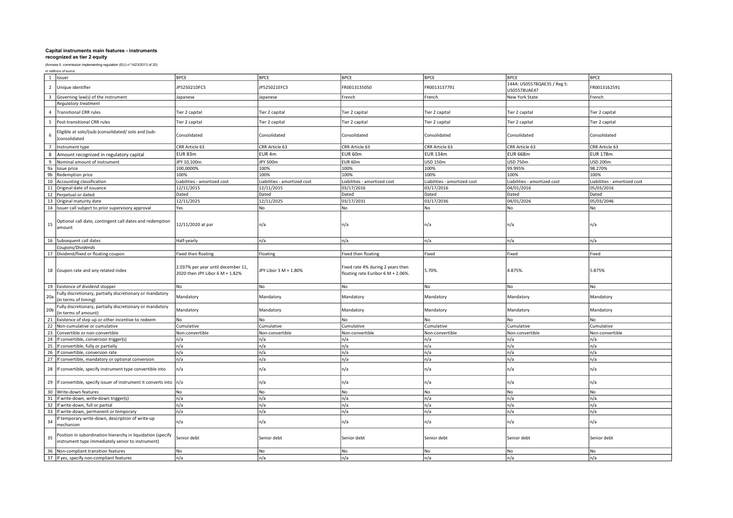**Capital instruments main features - instruments recognized as tier 2 equity**

(Annexe II, commission implementing regulation (EU) n°1423/2013 of 20)

*in millions of euros*

| | | | | | | | |
|---|---|---|---|---|---|---|---|
| 1 | Issuer | BPCE | BPCE | BPCE | BPCE | BPCE | BPCE |
| 2 | Unique identifier | JP525021DFC5 | JP525021EFC3 | FR0013135050 | FR0013137791 | 144A: US05578QAE35 / Reg S: US05578UAE47 | FR0013162591 |
| 3 | Governing law(s) of the instrument | Japanese | Japanese | French | French | New York State | French |
| | *Regulatory treatment* | | | | | | |
| 4 | Transitional CRR rules | Tier 2 capital | Tier 2 capital | Tier 2 capital | Tier 2 capital | Tier 2 capital | Tier 2 capital |
| 5 | Post-transitional CRR rules | Tier 2 capital | Tier 2 capital | Tier 2 capital | Tier 2 capital | Tier 2 capital | Tier 2 capital |
| 6 | Eligible at solo/(sub-)consolidated/ solo and (sub-)consolidated | Consolidated | Consolidated | Consolidated | Consolidated | Consolidated | Consolidated |
| 7 | Instrument type | CRR Article 63 | CRR Article 63 | CRR Article 63 | CRR Article 63 | CRR Article 63 | CRR Article 63 |
| 8 | Amount recognized in regulatory capital | EUR 83m | EUR 4m | EUR 60m | EUR 134m | EUR 668m | EUR 178m |
| 9 | Nominal amount of instrument | JPY 10,100m | JPY 500m | EUR 60m | USD 150m | USD 750m | USD 200m |
| 9a | Issue price | 100,0000% | 100% | 100% | 100% | 99.995% | 98.270% |
| 9b | Redemption price | 100% | 100% | 100% | 100% | 100% | 100% |
| 10 | Accounting classification | Liabilities - amortized cost | Liabilities - amortized cost | Liabilities - amortized cost | Liabilities - amortized cost | Liabilities - amortized cost | Liabilities - amortized cost |
| 11 | Original date of issuance | 12/11/2015 | 12/11/2015 | 03/17/2016 | 03/17/2016 | 04/01/2016 | 05/03/2016 |
| 12 | Perpetual or dated | Dated | Dated | Dated | Dated | Dated | Dated |
| 13 | Original maturity date | 12/11/2025 | 12/11/2025 | 03/17/2031 | 03/17/2036 | 04/01/2026 | 05/03/2046 |
| 14 | Issuer call subject to prior supervisory approval | Yes | No | No | No | No | No |
| 15 | Optional call date, contingent call dates and redemption amount | 12/11/2020 at par | n/a | n/a | n/a | n/a | n/a |
| 16 | Subsequent call dates | Half-yearly | n/a | n/a | n/a | n/a | n/a |
| | *Coupons/Dividends* | | | | | | |
| 17 | Dividend/fixed or floating coupon | Fixed then floating | Floating | Fixed then floating | Fixed | Fixed | Fixed |
| 18 | Coupon rate and any related index | 2.037% per year until december 11, 2020 then JPY Libor 6 M + 1.82% | JPY Libor 3 M + 1.80% | Fixed rate 4% during 2 years then floating rate Euribor 6 M + 2.06%. | 5.70%. | 4.875%. | 5.875% |
| 19 | Existence of dividend stopper | No | No | No | No | No | No |
| 20a | Fully discretionary, partially discretionary or mandatory (in terms of timing) | Mandatory | Mandatory | Mandatory | Mandatory | Mandatory | Mandatory |
| 20b | Fully discretionary, partially discretionary or mandatory (in terms of amount) | Mandatory | Mandatory | Mandatory | Mandatory | Mandatory | Mandatory |
| 21 | Existence of step up or other incentive to redeem | No | No | No | No | No | No |
| 22 | Non-cumulative or cumulative | Cumulative | Cumulative | Cumulative | Cumulative | Cumulative | Cumulative |
| 23 | Convertible or non-convertible | Non-convertible | Non-convertible | Non-convertible | Non-convertible | Non-convertible | Non-convertible |
| 24 | If convertible, conversion trigger(s) | n/a | n/a | n/a | n/a | n/a | n/a |
| 25 | If convertible, fully or partially | n/a | n/a | n/a | n/a | n/a | n/a |
| 26 | If convertible, conversion rate | n/a | n/a | n/a | n/a | n/a | n/a |
| 27 | If convertible, mandatory or optional conversion | n/a | n/a | n/a | n/a | n/a | n/a |
| 28 | If convertible, specify instrument type convertible into | n/a | n/a | n/a | n/a | n/a | n/a |
| 29 | If convertible, specify issuer of instrument it converts into | n/a | n/a | n/a | n/a | n/a | n/a |
| 30 | Write-down features | No | No | No | No | No | No |
| 31 | If write-down, write-down trigger(s) | n/a | n/a | n/a | n/a | n/a | n/a |
| 32 | If write-down, full or partial | n/a | n/a | n/a | n/a | n/a | n/a |
| 33 | If write-down, permanent or temporary | n/a | n/a | n/a | n/a | n/a | n/a |
| 34 | If temporary write-down, description of write-up mechanism | n/a | n/a | n/a | n/a | n/a | n/a |
| 35 | Position in subordination hierarchy in liquidation (specify instrument type immediately senior to instrument) | Senior debt | Senior debt | Senior debt | Senior debt | Senior debt | Senior debt |
| 36 | Non-compliant transition features | No | No | No | No | No | No |
| 37 | If yes, specify non-compliant features | n/a | n/a | n/a | n/a | n/a | n/a |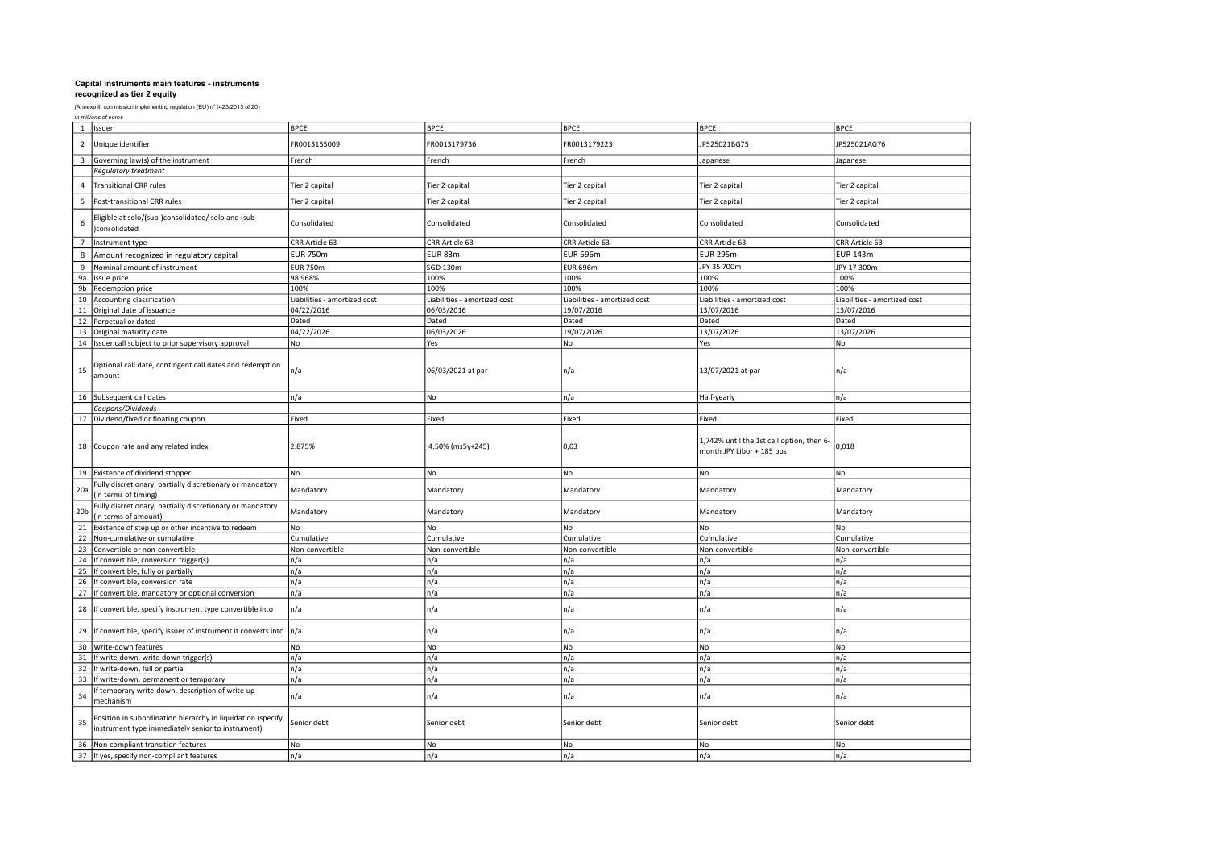**Capital instruments main features - instruments recognized as tier 2 equity**

(Annexe II, commission implementing regulation (EU) n°1423/2013 of 20)

*in millions of euros*

| | | | | | | |
|---|---|---|---|---|---|---|
| 1 | Issuer | BPCE | BPCE | BPCE | BPCE | BPCE |
| 2 | Unique identifier | FR0013155009 | FR0013179736 | FR0013179223 | JP525021BG75 | JP525021AG76 |
| 3 | Governing law(s) of the instrument | French | French | French | Japanese | Japanese |
| | *Regulatory treatment* | | | | | |
| 4 | Transitional CRR rules | Tier 2 capital | Tier 2 capital | Tier 2 capital | Tier 2 capital | Tier 2 capital |
| 5 | Post-transitional CRR rules | Tier 2 capital | Tier 2 capital | Tier 2 capital | Tier 2 capital | Tier 2 capital |
| 6 | Eligible at solo/(sub-)consolidated/ solo and (sub-)consolidated | Consolidated | Consolidated | Consolidated | Consolidated | Consolidated |
| 7 | Instrument type | CRR Article 63 | CRR Article 63 | CRR Article 63 | CRR Article 63 | CRR Article 63 |
| 8 | Amount recognized in regulatory capital | EUR 750m | EUR 83m | EUR 696m | EUR 295m | EUR 143m |
| 9 | Nominal amount of instrument | EUR 750m | SGD 130m | EUR 696m | JPY 35 700m | JPY 17 300m |
| 9a | Issue price | 98.968% | 100% | 100% | 100% | 100% |
| 9b | Redemption price | 100% | 100% | 100% | 100% | 100% |
| 10 | Accounting classification | Liabilities - amortized cost | Liabilities - amortized cost | Liabilities - amortized cost | Liabilities - amortized cost | Liabilities - amortized cost |
| 11 | Original date of issuance | 04/22/2016 | 06/03/2016 | 19/07/2016 | 13/07/2016 | 13/07/2016 |
| 12 | Perpetual or dated | Dated | Dated | Dated | Dated | Dated |
| 13 | Original maturity date | 04/22/2026 | 06/03/2026 | 19/07/2026 | 13/07/2026 | 13/07/2026 |
| 14 | Issuer call subject to prior supervisory approval | No | Yes | No | Yes | No |
| 15 | Optional call date, contingent call dates and redemption amount | n/a | 06/03/2021 at par | n/a | 13/07/2021 at par | n/a |
| 16 | Subsequent call dates | n/a | No | n/a | Half-yearly | n/a |
| | *Coupons/Dividends* | | | | | |
| 17 | Dividend/fixed or floating coupon | Fixed | Fixed | Fixed | Fixed | Fixed |
| 18 | Coupon rate and any related index | 2.875% | 4.50% (ms5y+245) | 0,03 | 1,742% until the 1st call option, then 6-month JPY Libor + 185 bps | 0,018 |
| 19 | Existence of dividend stopper | No | No | No | No | No |
| 20a | Fully discretionary, partially discretionary or mandatory (in terms of timing) | Mandatory | Mandatory | Mandatory | Mandatory | Mandatory |
| 20b | Fully discretionary, partially discretionary or mandatory (in terms of amount) | Mandatory | Mandatory | Mandatory | Mandatory | Mandatory |
| 21 | Existence of step up or other incentive to redeem | No | No | No | No | No |
| 22 | Non-cumulative or cumulative | Cumulative | Cumulative | Cumulative | Cumulative | Cumulative |
| 23 | Convertible or non-convertible | Non-convertible | Non-convertible | Non-convertible | Non-convertible | Non-convertible |
| 24 | If convertible, conversion trigger(s) | n/a | n/a | n/a | n/a | n/a |
| 25 | If convertible, fully or partially | n/a | n/a | n/a | n/a | n/a |
| 26 | If convertible, conversion rate | n/a | n/a | n/a | n/a | n/a |
| 27 | If convertible, mandatory or optional conversion | n/a | n/a | n/a | n/a | n/a |
| 28 | If convertible, specify instrument type convertible into | n/a | n/a | n/a | n/a | n/a |
| 29 | If convertible, specify issuer of instrument it converts into | n/a | n/a | n/a | n/a | n/a |
| 30 | Write-down features | No | No | No | No | No |
| 31 | If write-down, write-down trigger(s) | n/a | n/a | n/a | n/a | n/a |
| 32 | If write-down, full or partial | n/a | n/a | n/a | n/a | n/a |
| 33 | If write-down, permanent or temporary | n/a | n/a | n/a | n/a | n/a |
| 34 | If temporary write-down, description of write-up mechanism | n/a | n/a | n/a | n/a | n/a |
| 35 | Position in subordination hierarchy in liquidation (specify instrument type immediately senior to instrument) | Senior debt | Senior debt | Senior debt | Senior debt | Senior debt |
| 36 | Non-compliant transition features | No | No | No | No | No |
| 37 | If yes, specify non-compliant features | n/a | n/a | n/a | n/a | n/a |